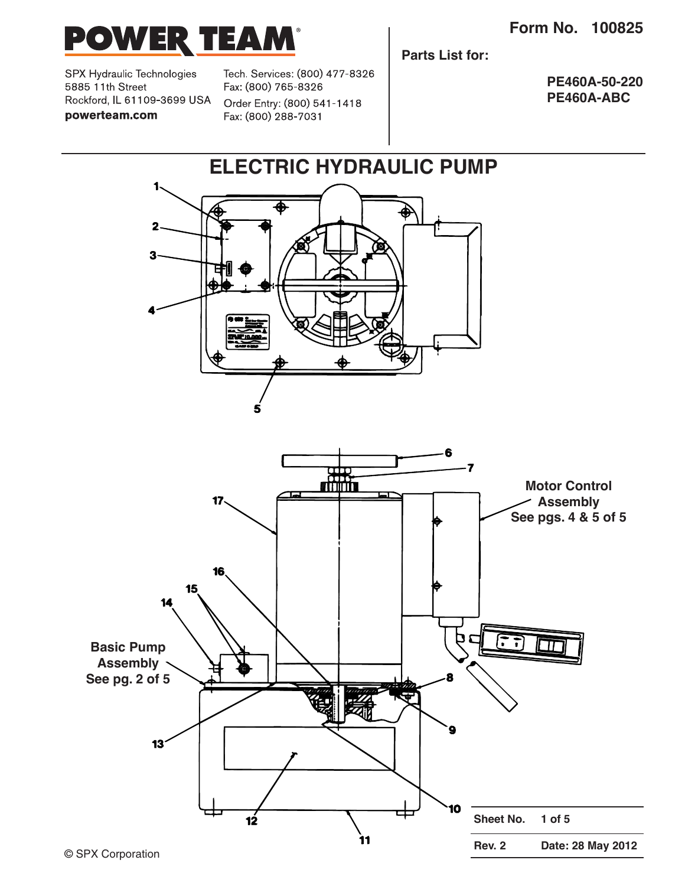# POWER TEAM

SPX Hydraulic Technologies
5885 11th Street
Rockford, IL 61109-3699 USA
**powerteam.com**

Tech. Services: (800) 477-8326
Fax: (800) 765-8326
Order Entry: (800) 541-1418
Fax: (800) 288-7031

**Form No. 100825**

**Parts List for:**

**PE460A-50-220**
**PE460A-ABC**

## ELECTRIC HYDRAULIC PUMP

1
2
3
4
5

6
7
17
16
15
14
13
12
11
10
9
8

**Motor Control Assembly See pgs. 4 & 5 of 5**

**Basic Pump Assembly See pg. 2 of 5**

| **Sheet No.** | **1 of 5** |
|---|---|
| **Rev. 2** | **Date: 28 May 2012** |

© SPX Corporation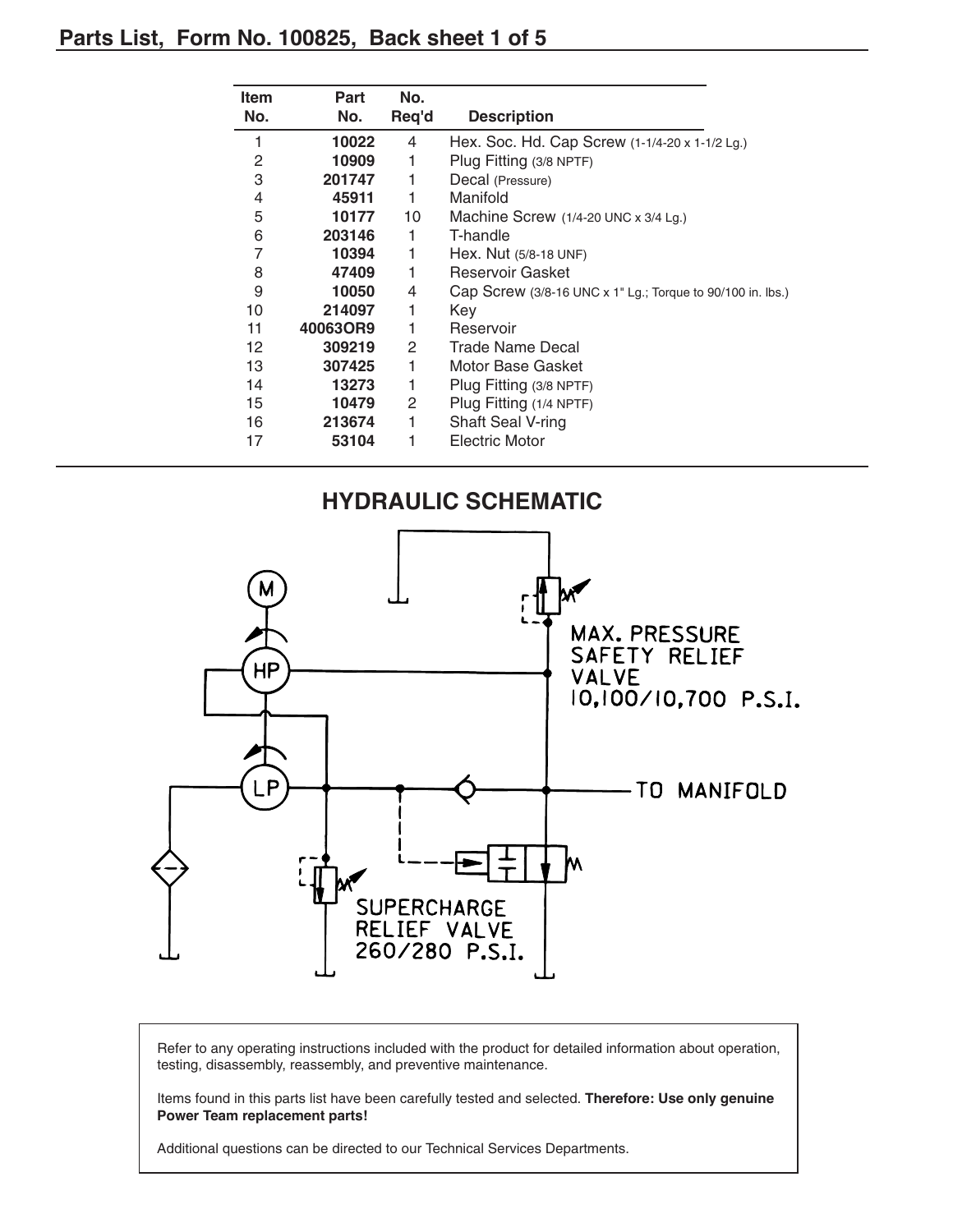## Parts List, Form No. 100825, Back sheet 1 of 5

| Item No. | Part No. | No. Req'd | Description |
|---|---|---|---|
| 1 | **10022** | 4 | Hex. Soc. Hd. Cap Screw (1-1/4-20 x 1-1/2 Lg.) |
| 2 | **10909** | 1 | Plug Fitting (3/8 NPTF) |
| 3 | **201747** | 1 | Decal (Pressure) |
| 4 | **45911** | 1 | Manifold |
| 5 | **10177** | 10 | Machine Screw (1/4-20 UNC x 3/4 Lg.) |
| 6 | **203146** | 1 | T-handle |
| 7 | **10394** | 1 | Hex. Nut (5/8-18 UNF) |
| 8 | **47409** | 1 | Reservoir Gasket |
| 9 | **10050** | 4 | Cap Screw (3/8-16 UNC x 1" Lg.; Torque to 90/100 in. lbs.) |
| 10 | **214097** | 1 | Key |
| 11 | **40063OR9** | 1 | Reservoir |
| 12 | **309219** | 2 | Trade Name Decal |
| 13 | **307425** | 1 | Motor Base Gasket |
| 14 | **13273** | 1 | Plug Fitting (3/8 NPTF) |
| 15 | **10479** | 2 | Plug Fitting (1/4 NPTF) |
| 16 | **213674** | 1 | Shaft Seal V-ring |
| 17 | **53104** | 1 | Electric Motor |

## HYDRAULIC SCHEMATIC

M

HP

LP

MAX. PRESSURE SAFETY RELIEF VALVE 10,100/10,700 P.S.I.

TO MANIFOLD

SUPERCHARGE RELIEF VALVE 260/280 P.S.I.

Refer to any operating instructions included with the product for detailed information about operation, testing, disassembly, reassembly, and preventive maintenance.

Items found in this parts list have been carefully tested and selected. **Therefore: Use only genuine Power Team replacement parts!**

Additional questions can be directed to our Technical Services Departments.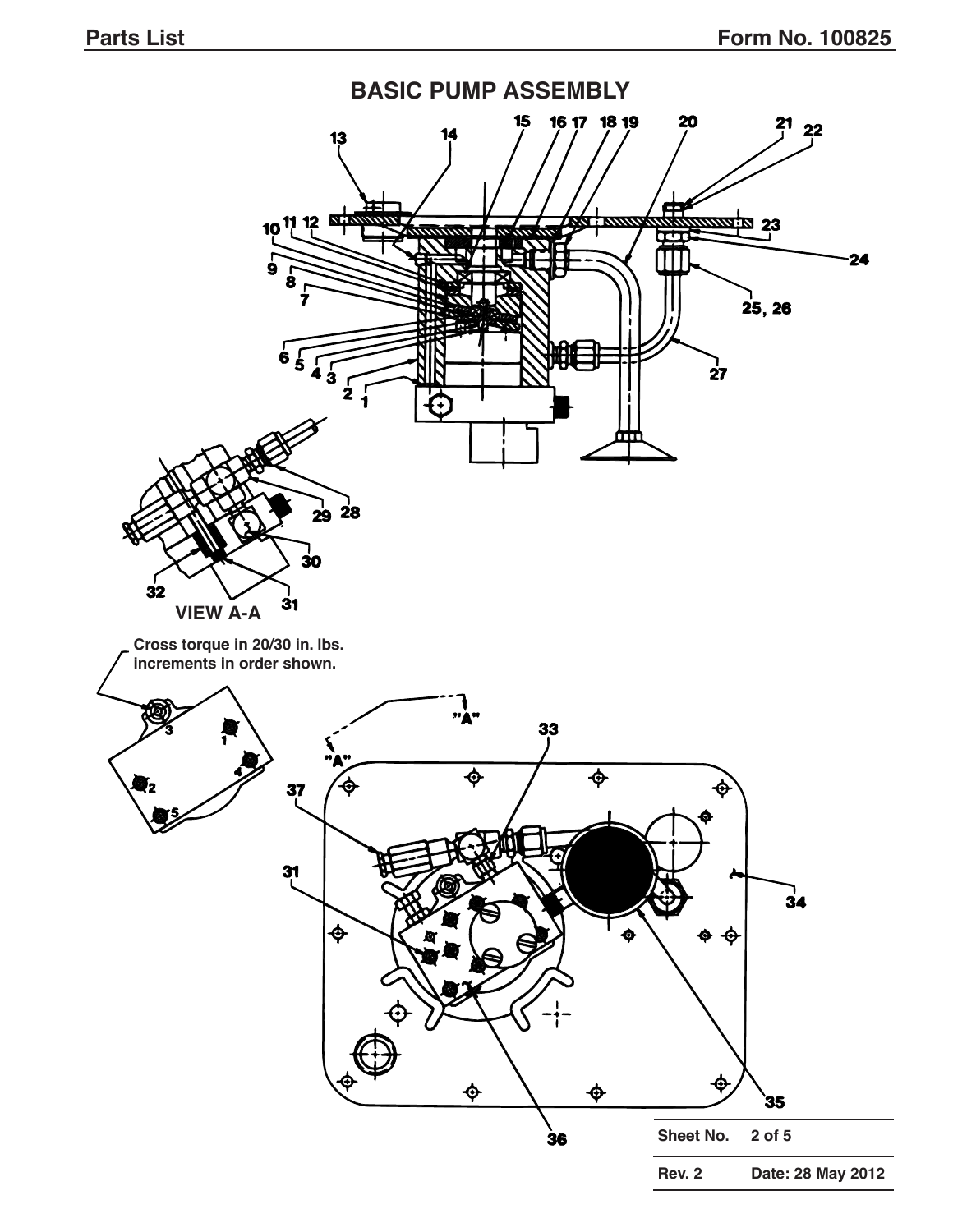# BASIC PUMP ASSEMBLY

VIEW A-A

Cross torque in 20/30 in. lbs. increments in order shown.

| Sheet No. | 2 of 5 |
| --- | --- |
| Rev. 2 | Date: 28 May 2012 |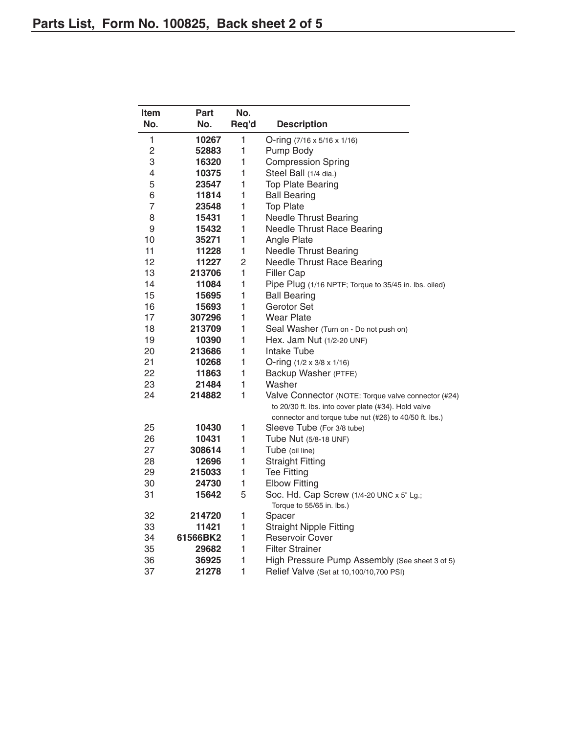# Parts List, Form No. 100825, Back sheet 2 of 5

| Item No. | Part No. | No. Req'd | Description |
|---|---|---|---|
| 1 | **10267** | 1 | O-ring (7/16 x 5/16 x 1/16) |
| 2 | **52883** | 1 | Pump Body |
| 3 | **16320** | 1 | Compression Spring |
| 4 | **10375** | 1 | Steel Ball (1/4 dia.) |
| 5 | **23547** | 1 | Top Plate Bearing |
| 6 | **11814** | 1 | Ball Bearing |
| 7 | **23548** | 1 | Top Plate |
| 8 | **15431** | 1 | Needle Thrust Bearing |
| 9 | **15432** | 1 | Needle Thrust Race Bearing |
| 10 | **35271** | 1 | Angle Plate |
| 11 | **11228** | 1 | Needle Thrust Bearing |
| 12 | **11227** | 2 | Needle Thrust Race Bearing |
| 13 | **213706** | 1 | Filler Cap |
| 14 | **11084** | 1 | Pipe Plug (1/16 NPTF; Torque to 35/45 in. lbs. oiled) |
| 15 | **15695** | 1 | Ball Bearing |
| 16 | **15693** | 1 | Gerotor Set |
| 17 | **307296** | 1 | Wear Plate |
| 18 | **213709** | 1 | Seal Washer (Turn on - Do not push on) |
| 19 | **10390** | 1 | Hex. Jam Nut (1/2-20 UNF) |
| 20 | **213686** | 1 | Intake Tube |
| 21 | **10268** | 1 | O-ring (1/2 x 3/8 x 1/16) |
| 22 | **11863** | 1 | Backup Washer (PTFE) |
| 23 | **21484** | 1 | Washer |
| 24 | **214882** | 1 | Valve Connector (NOTE: Torque valve connector (#24) to 20/30 ft. lbs. into cover plate (#34). Hold valve connector and torque tube nut (#26) to 40/50 ft. lbs.) |
| 25 | **10430** | 1 | Sleeve Tube (For 3/8 tube) |
| 26 | **10431** | 1 | Tube Nut (5/8-18 UNF) |
| 27 | **308614** | 1 | Tube (oil line) |
| 28 | **12696** | 1 | Straight Fitting |
| 29 | **215033** | 1 | Tee Fitting |
| 30 | **24730** | 1 | Elbow Fitting |
| 31 | **15642** | 5 | Soc. Hd. Cap Screw (1/4-20 UNC x 5" Lg.; Torque to 55/65 in. lbs.) |
| 32 | **214720** | 1 | Spacer |
| 33 | **11421** | 1 | Straight Nipple Fitting |
| 34 | **61566BK2** | 1 | Reservoir Cover |
| 35 | **29682** | 1 | Filter Strainer |
| 36 | **36925** | 1 | High Pressure Pump Assembly (See sheet 3 of 5) |
| 37 | **21278** | 1 | Relief Valve (Set at 10,100/10,700 PSI) |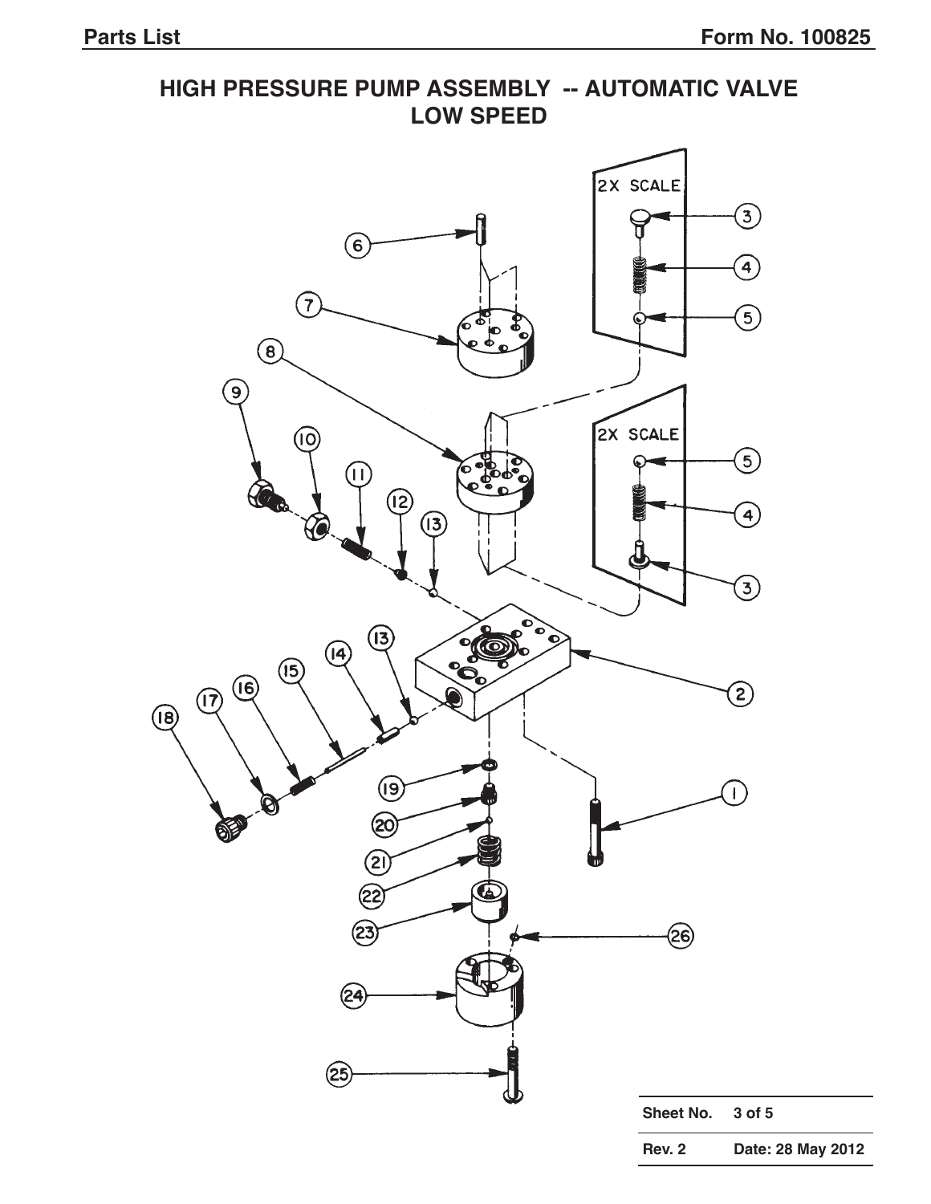# HIGH PRESSURE PUMP ASSEMBLY -- AUTOMATIC VALVE LOW SPEED

| Sheet No. | 3 of 5 |
|---|---|
| Rev. 2 | Date: 28 May 2012 |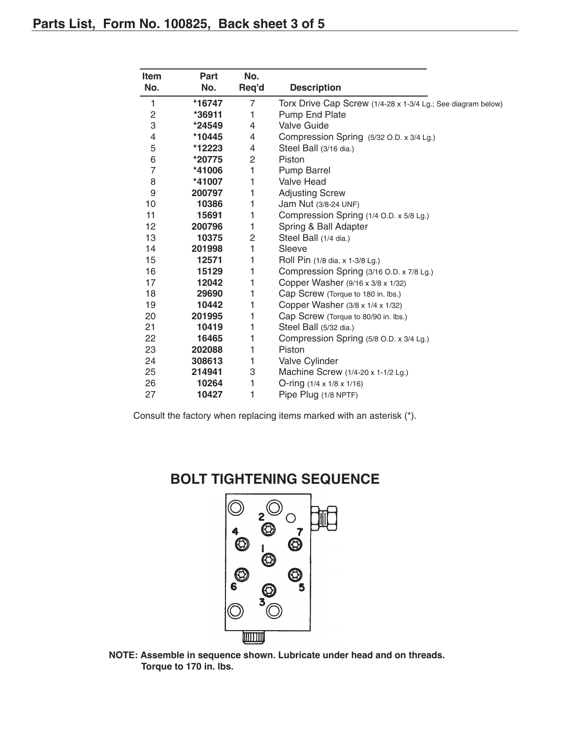# Parts List, Form No. 100825, Back sheet 3 of 5

| Item No. | Part No. | No. Req'd | Description |
|---|---|---|---|
| 1 | **\*16747** | 7 | Torx Drive Cap Screw (1/4-28 x 1-3/4 Lg.; See diagram below) |
| 2 | **\*36911** | 1 | Pump End Plate |
| 3 | **\*24549** | 4 | Valve Guide |
| 4 | **\*10445** | 4 | Compression Spring (5/32 O.D. x 3/4 Lg.) |
| 5 | **\*12223** | 4 | Steel Ball (3/16 dia.) |
| 6 | **\*20775** | 2 | Piston |
| 7 | **\*41006** | 1 | Pump Barrel |
| 8 | **\*41007** | 1 | Valve Head |
| 9 | **200797** | 1 | Adjusting Screw |
| 10 | **10386** | 1 | Jam Nut (3/8-24 UNF) |
| 11 | **15691** | 1 | Compression Spring (1/4 O.D. x 5/8 Lg.) |
| 12 | **200796** | 1 | Spring & Ball Adapter |
| 13 | **10375** | 2 | Steel Ball (1/4 dia.) |
| 14 | **201998** | 1 | Sleeve |
| 15 | **12571** | 1 | Roll Pin (1/8 dia. x 1-3/8 Lg.) |
| 16 | **15129** | 1 | Compression Spring (3/16 O.D. x 7/8 Lg.) |
| 17 | **12042** | 1 | Copper Washer (9/16 x 3/8 x 1/32) |
| 18 | **29690** | 1 | Cap Screw (Torque to 180 in. lbs.) |
| 19 | **10442** | 1 | Copper Washer (3/8 x 1/4 x 1/32) |
| 20 | **201995** | 1 | Cap Screw (Torque to 80/90 in. lbs.) |
| 21 | **10419** | 1 | Steel Ball (5/32 dia.) |
| 22 | **16465** | 1 | Compression Spring (5/8 O.D. x 3/4 Lg.) |
| 23 | **202088** | 1 | Piston |
| 24 | **308613** | 1 | Valve Cylinder |
| 25 | **214941** | 3 | Machine Screw (1/4-20 x 1-1/2 Lg.) |
| 26 | **10264** | 1 | O-ring (1/4 x 1/8 x 1/16) |
| 27 | **10427** | 1 | Pipe Plug (1/8 NPTF) |

Consult the factory when replacing items marked with an asterisk (*).

## BOLT TIGHTENING SEQUENCE

**NOTE: Assemble in sequence shown. Lubricate under head and on threads. Torque to 170 in. lbs.**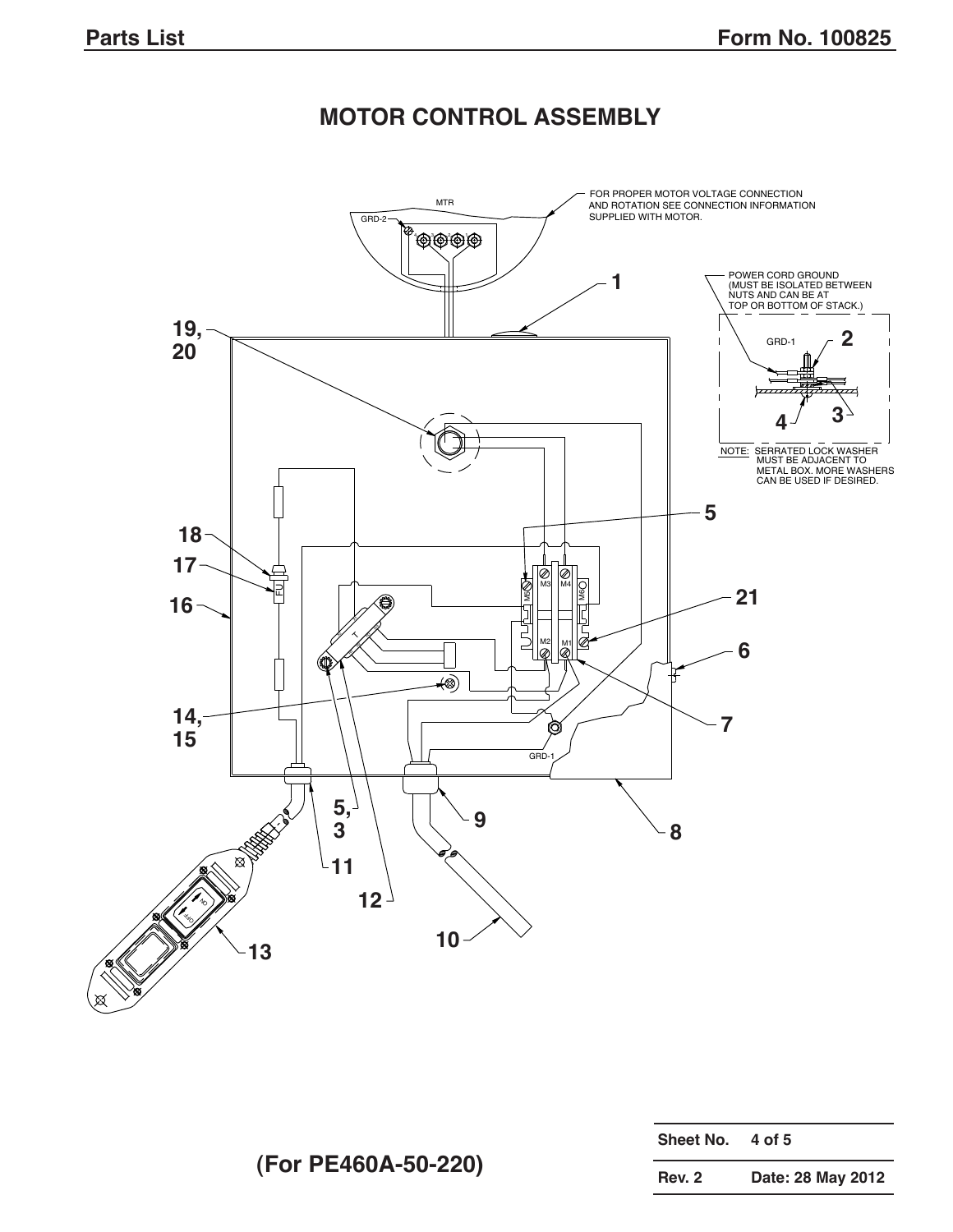# MOTOR CONTROL ASSEMBLY

FOR PROPER MOTOR VOLTAGE CONNECTION AND ROTATION SEE CONNECTION INFORMATION SUPPLIED WITH MOTOR.

POWER CORD GROUND (MUST BE ISOLATED BETWEEN NUTS AND CAN BE AT TOP OR BOTTOM OF STACK.)

NOTE: SERRATED LOCK WASHER MUST BE ADJACENT TO METAL BOX. MORE WASHERS CAN BE USED IF DESIRED.

**(For PE460A-50-220)**

| Sheet No. | 4 of 5 |
|---|---|
| Rev. 2 | Date: 28 May 2012 |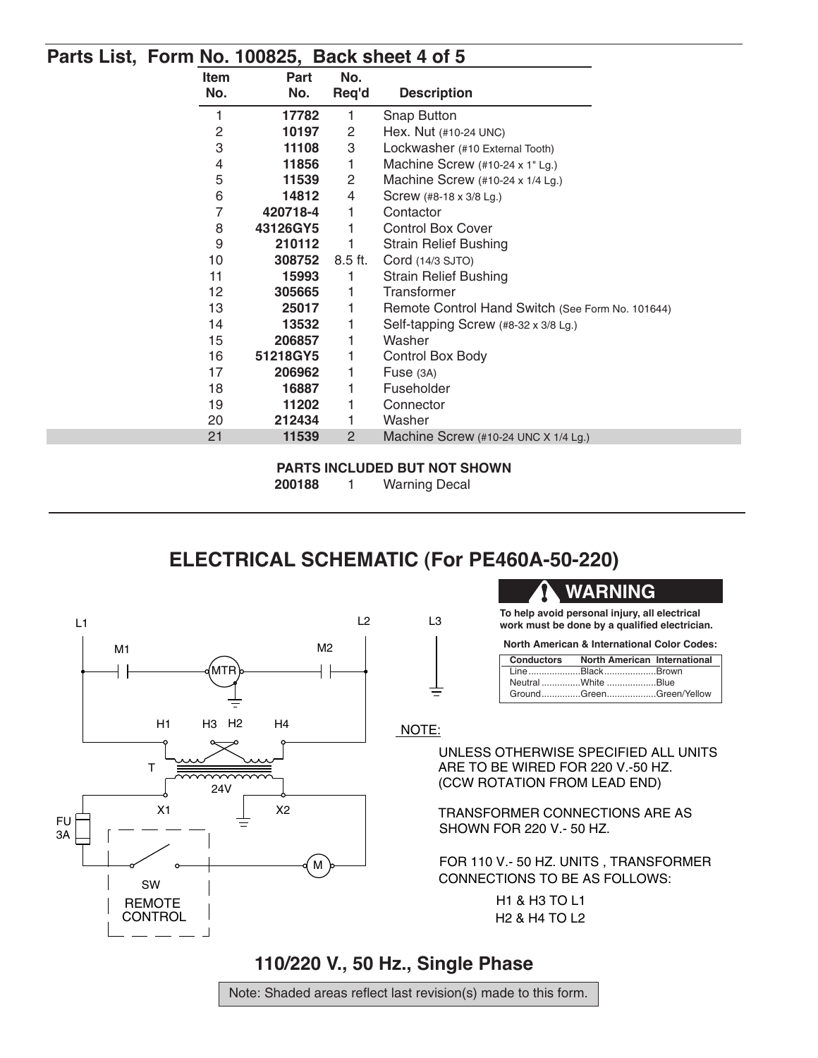## Parts List, Form No. 100825, Back sheet 4 of 5

| Item No. | Part No. | No. Req'd | Description |
|---|---|---|---|
| 1 | **17782** | 1 | Snap Button |
| 2 | **10197** | 2 | Hex. Nut (#10-24 UNC) |
| 3 | **11108** | 3 | Lockwasher (#10 External Tooth) |
| 4 | **11856** | 1 | Machine Screw (#10-24 x 1" Lg.) |
| 5 | **11539** | 2 | Machine Screw (#10-24 x 1/4 Lg.) |
| 6 | **14812** | 4 | Screw (#8-18 x 3/8 Lg.) |
| 7 | **420718-4** | 1 | Contactor |
| 8 | **43126GY5** | 1 | Control Box Cover |
| 9 | **210112** | 1 | Strain Relief Bushing |
| 10 | **308752** | 8.5 ft. | Cord (14/3 SJTO) |
| 11 | **15993** | 1 | Strain Relief Bushing |
| 12 | **305665** | 1 | Transformer |
| 13 | **25017** | 1 | Remote Control Hand Switch (See Form No. 101644) |
| 14 | **13532** | 1 | Self-tapping Screw (#8-32 x 3/8 Lg.) |
| 15 | **206857** | 1 | Washer |
| 16 | **51218GY5** | 1 | Control Box Body |
| 17 | **206962** | 1 | Fuse (3A) |
| 18 | **16887** | 1 | Fuseholder |
| 19 | **11202** | 1 | Connector |
| 20 | **212434** | 1 | Washer |
| 21 | **11539** | 2 | Machine Screw (#10-24 UNC X 1/4 Lg.) |

**PARTS INCLUDED BUT NOT SHOWN**

| Part No. | No. Req'd | Description |
|---|---|---|
| **200188** | 1 | Warning Decal |

## ELECTRICAL SCHEMATIC (For PE460A-50-220)

L1, L2, L3, M1, M2, MTR, H1, H3, H2, H4, T, 24V, X1, X2, FU 3A, SW, REMOTE CONTROL, M

**WARNING**

**To help avoid personal injury, all electrical work must be done by a qualified electrician.**

**North American & International Color Codes:**

| Conductors | North American | International |
|---|---|---|
| Line | Black | Brown |
| Neutral | White | Blue |
| Ground | Green | Green/Yellow |

NOTE:

UNLESS OTHERWISE SPECIFIED ALL UNITS ARE TO BE WIRED FOR 220 V.-50 HZ. (CCW ROTATION FROM LEAD END)

TRANSFORMER CONNECTIONS ARE AS SHOWN FOR 220 V.- 50 HZ.

FOR 110 V.- 50 HZ. UNITS , TRANSFORMER CONNECTIONS TO BE AS FOLLOWS:

H1 & H3 TO L1
H2 & H4 TO L2

### 110/220 V., 50 Hz., Single Phase

Note: Shaded areas reflect last revision(s) made to this form.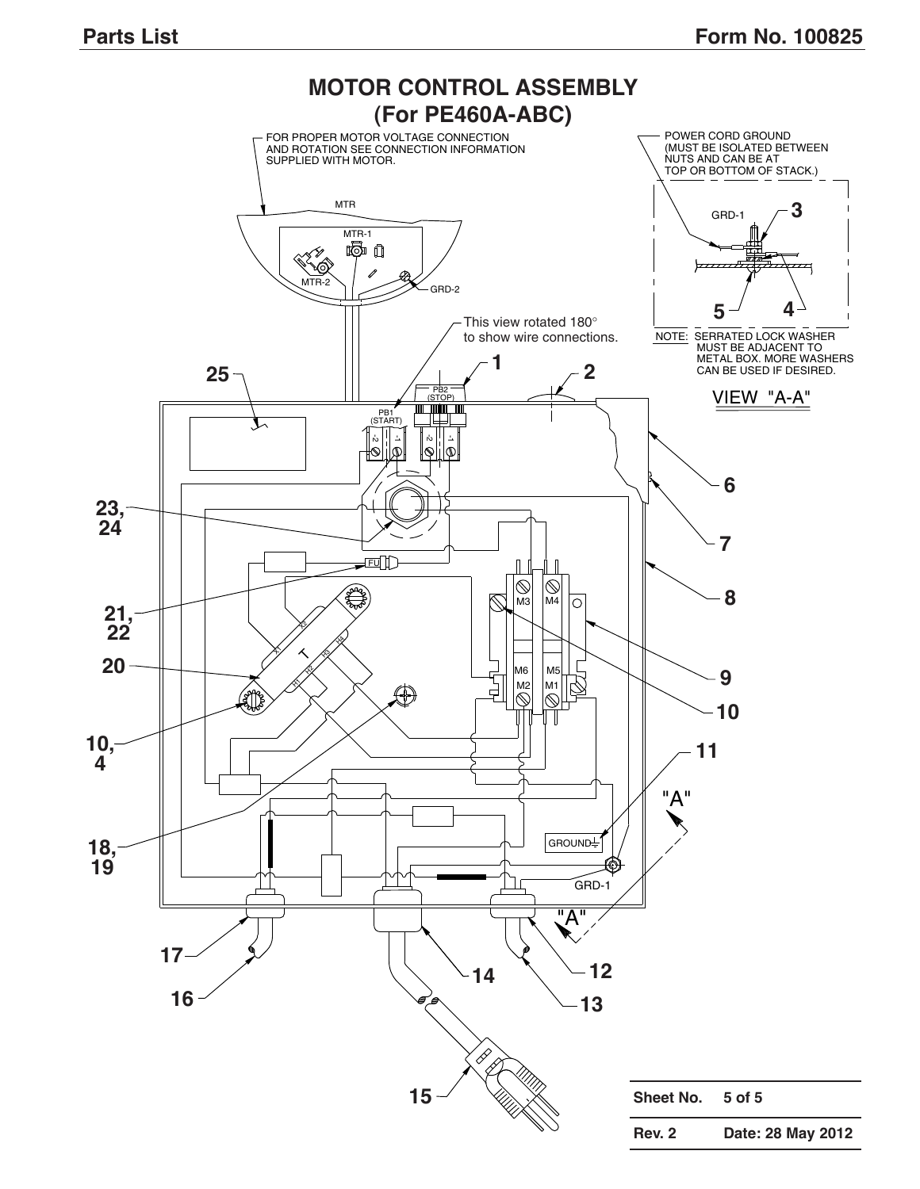# MOTOR CONTROL ASSEMBLY
## (For PE460A-ABC)

FOR PROPER MOTOR VOLTAGE CONNECTION AND ROTATION SEE CONNECTION INFORMATION SUPPLIED WITH MOTOR.

POWER CORD GROUND (MUST BE ISOLATED BETWEEN NUTS AND CAN BE AT TOP OR BOTTOM OF STACK.)

This view rotated 180° to show wire connections.

NOTE: SERRATED LOCK WASHER MUST BE ADJACENT TO METAL BOX. MORE WASHERS CAN BE USED IF DESIRED.

VIEW "A-A"

| Sheet No. | 5 of 5 |
|---|---|
| Rev. 2 | Date: 28 May 2012 |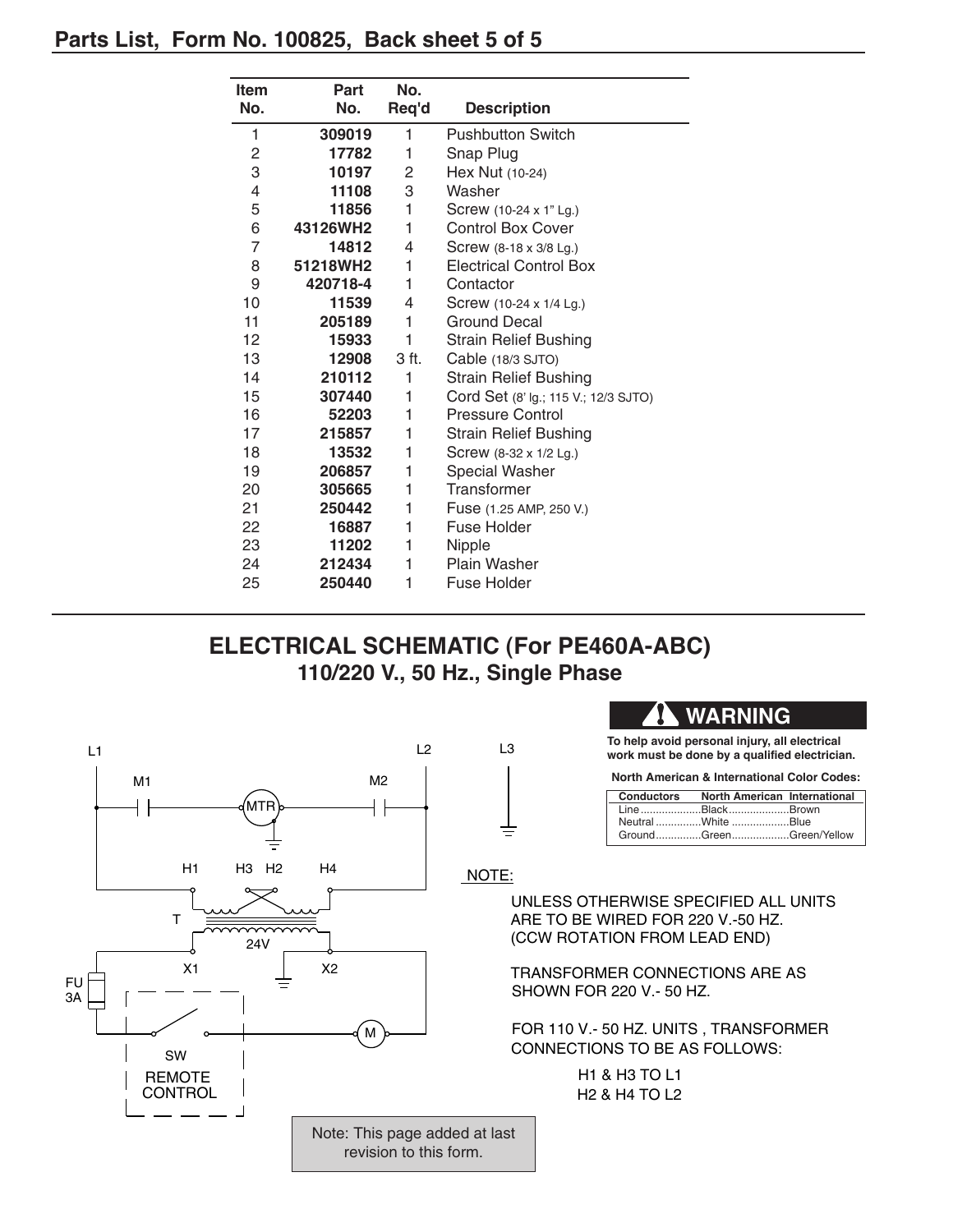## Parts List, Form No. 100825, Back sheet 5 of 5

| Item No. | Part No. | No. Req'd | Description |
|---|---|---|---|
| 1 | **309019** | 1 | Pushbutton Switch |
| 2 | **17782** | 1 | Snap Plug |
| 3 | **10197** | 2 | Hex Nut (10-24) |
| 4 | **11108** | 3 | Washer |
| 5 | **11856** | 1 | Screw (10-24 x 1" Lg.) |
| 6 | **43126WH2** | 1 | Control Box Cover |
| 7 | **14812** | 4 | Screw (8-18 x 3/8 Lg.) |
| 8 | **51218WH2** | 1 | Electrical Control Box |
| 9 | **420718-4** | 1 | Contactor |
| 10 | **11539** | 4 | Screw (10-24 x 1/4 Lg.) |
| 11 | **205189** | 1 | Ground Decal |
| 12 | **15933** | 1 | Strain Relief Bushing |
| 13 | **12908** | 3 ft. | Cable (18/3 SJTO) |
| 14 | **210112** | 1 | Strain Relief Bushing |
| 15 | **307440** | 1 | Cord Set (8' lg.; 115 V.; 12/3 SJTO) |
| 16 | **52203** | 1 | Pressure Control |
| 17 | **215857** | 1 | Strain Relief Bushing |
| 18 | **13532** | 1 | Screw (8-32 x 1/2 Lg.) |
| 19 | **206857** | 1 | Special Washer |
| 20 | **305665** | 1 | Transformer |
| 21 | **250442** | 1 | Fuse (1.25 AMP, 250 V.) |
| 22 | **16887** | 1 | Fuse Holder |
| 23 | **11202** | 1 | Nipple |
| 24 | **212434** | 1 | Plain Washer |
| 25 | **250440** | 1 | Fuse Holder |

## ELECTRICAL SCHEMATIC (For PE460A-ABC)

### 110/220 V., 50 Hz., Single Phase

L1
L2
L3
M1
M2
MTR
H1 H3 H2 H4
T
24V
X1 X2
FU
3A
SW
REMOTE
CONTROL
M

**⚠ WARNING**

**To help avoid personal injury, all electrical work must be done by a qualified electrician.**

**North American & International Color Codes:**

| Conductors | North American | International |
|---|---|---|
| Line | Black | Brown |
| Neutral | White | Blue |
| Ground | Green | Green/Yellow |

NOTE:

UNLESS OTHERWISE SPECIFIED ALL UNITS ARE TO BE WIRED FOR 220 V.-50 HZ. (CCW ROTATION FROM LEAD END)

TRANSFORMER CONNECTIONS ARE AS SHOWN FOR 220 V.- 50 HZ.

FOR 110 V.- 50 HZ. UNITS , TRANSFORMER CONNECTIONS TO BE AS FOLLOWS:

H1 & H3 TO L1
H2 & H4 TO L2

Note: This page added at last revision to this form.